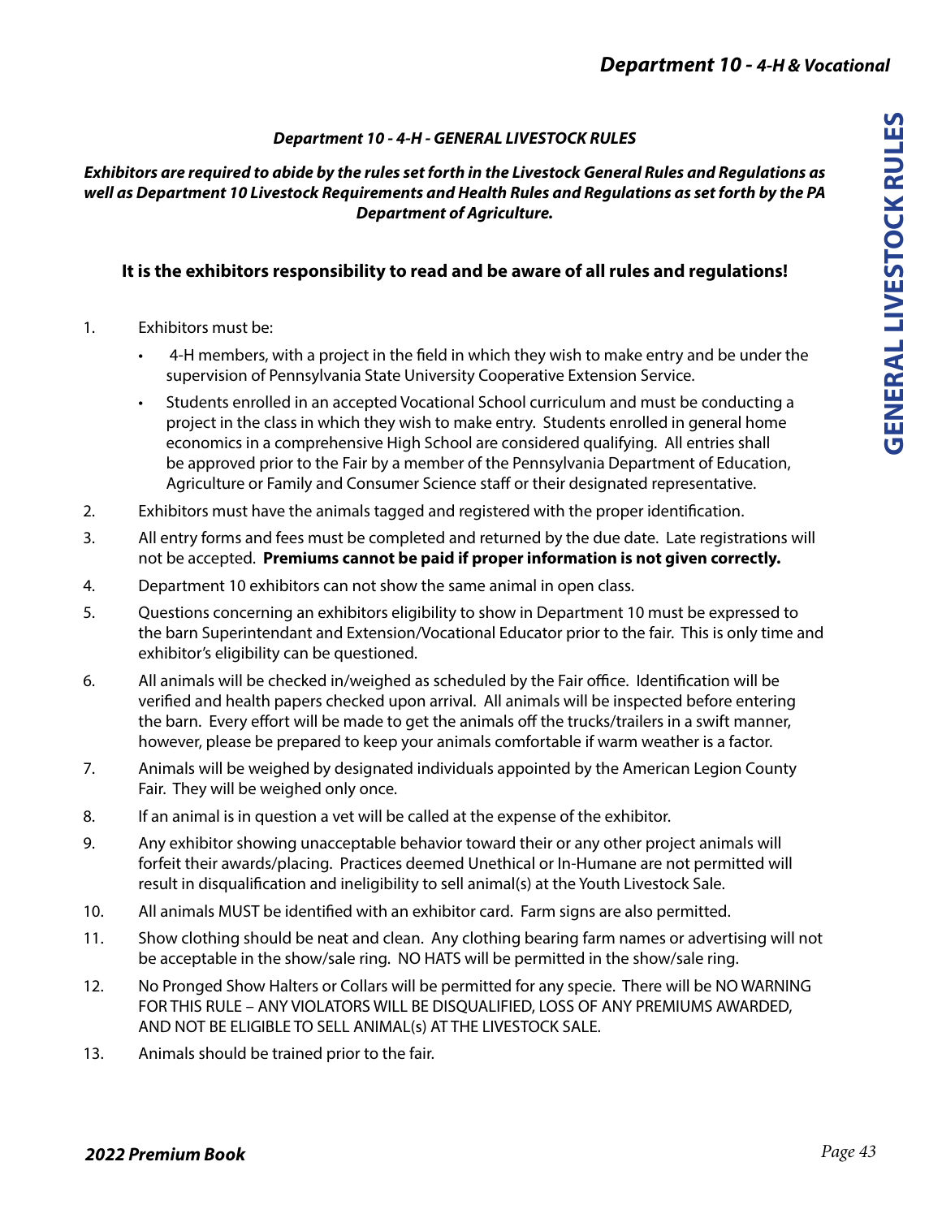## *Department 10 - 4-H - GENERAL LIVESTOCK RULES*

***Exhibitors are required to abide by the rules set forth in the Livestock General Rules and Regulations as well as Department 10 Livestock Requirements and Health Rules and Regulations as set forth by the PA Department of Agriculture.***

**It is the exhibitors responsibility to read and be aware of all rules and regulations!**

1. Exhibitors must be:
   - 4-H members, with a project in the field in which they wish to make entry and be under the supervision of Pennsylvania State University Cooperative Extension Service.
   - Students enrolled in an accepted Vocational School curriculum and must be conducting a project in the class in which they wish to make entry. Students enrolled in general home economics in a comprehensive High School are considered qualifying. All entries shall be approved prior to the Fair by a member of the Pennsylvania Department of Education, Agriculture or Family and Consumer Science staff or their designated representative.
2. Exhibitors must have the animals tagged and registered with the proper identification.
3. All entry forms and fees must be completed and returned by the due date. Late registrations will not be accepted. **Premiums cannot be paid if proper information is not given correctly.**
4. Department 10 exhibitors can not show the same animal in open class.
5. Questions concerning an exhibitors eligibility to show in Department 10 must be expressed to the barn Superintendant and Extension/Vocational Educator prior to the fair. This is only time and exhibitor's eligibility can be questioned.
6. All animals will be checked in/weighed as scheduled by the Fair office. Identification will be verified and health papers checked upon arrival. All animals will be inspected before entering the barn. Every effort will be made to get the animals off the trucks/trailers in a swift manner, however, please be prepared to keep your animals comfortable if warm weather is a factor.
7. Animals will be weighed by designated individuals appointed by the American Legion County Fair. They will be weighed only once.
8. If an animal is in question a vet will be called at the expense of the exhibitor.
9. Any exhibitor showing unacceptable behavior toward their or any other project animals will forfeit their awards/placing. Practices deemed Unethical or In-Humane are not permitted will result in disqualification and ineligibility to sell animal(s) at the Youth Livestock Sale.
10. All animals MUST be identified with an exhibitor card. Farm signs are also permitted.
11. Show clothing should be neat and clean. Any clothing bearing farm names or advertising will not be acceptable in the show/sale ring. NO HATS will be permitted in the show/sale ring.
12. No Pronged Show Halters or Collars will be permitted for any specie. There will be NO WARNING FOR THIS RULE – ANY VIOLATORS WILL BE DISQUALIFIED, LOSS OF ANY PREMIUMS AWARDED, AND NOT BE ELIGIBLE TO SELL ANIMAL(s) AT THE LIVESTOCK SALE.
13. Animals should be trained prior to the fair.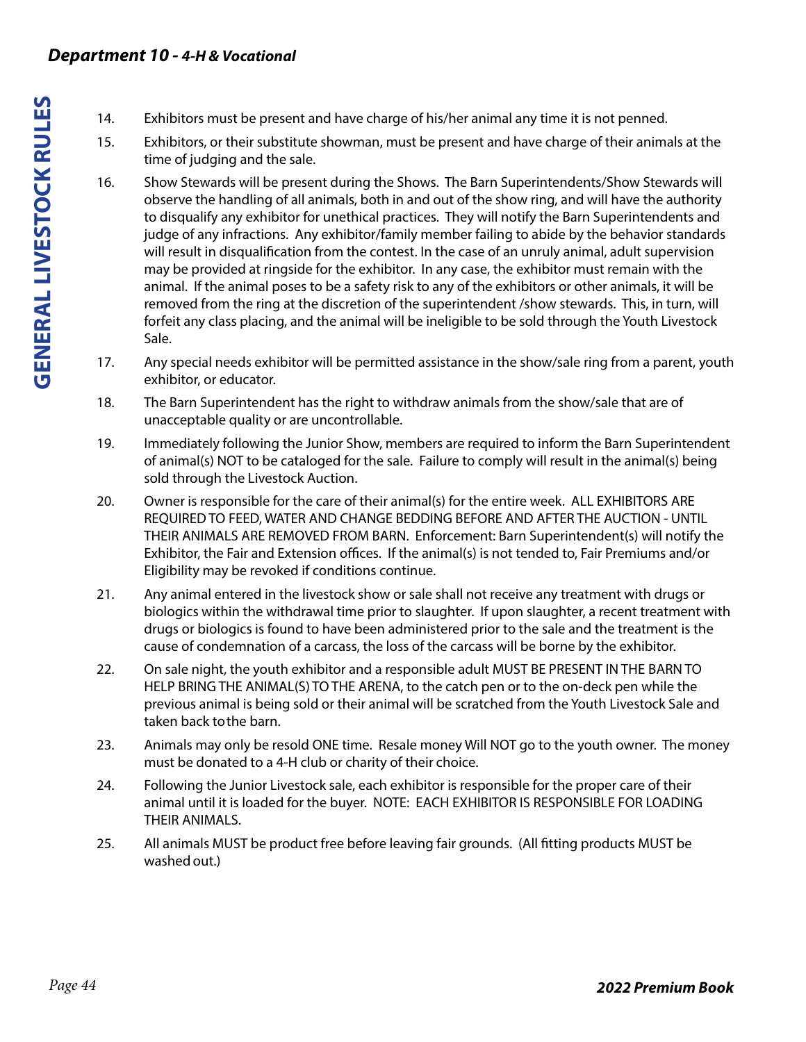14. Exhibitors must be present and have charge of his/her animal any time it is not penned.

15. Exhibitors, or their substitute showman, must be present and have charge of their animals at the time of judging and the sale.

16. Show Stewards will be present during the Shows. The Barn Superintendents/Show Stewards will observe the handling of all animals, both in and out of the show ring, and will have the authority to disqualify any exhibitor for unethical practices. They will notify the Barn Superintendents and judge of any infractions. Any exhibitor/family member failing to abide by the behavior standards will result in disqualification from the contest. In the case of an unruly animal, adult supervision may be provided at ringside for the exhibitor. In any case, the exhibitor must remain with the animal. If the animal poses to be a safety risk to any of the exhibitors or other animals, it will be removed from the ring at the discretion of the superintendent /show stewards. This, in turn, will forfeit any class placing, and the animal will be ineligible to be sold through the Youth Livestock Sale.

17. Any special needs exhibitor will be permitted assistance in the show/sale ring from a parent, youth exhibitor, or educator.

18. The Barn Superintendent has the right to withdraw animals from the show/sale that are of unacceptable quality or are uncontrollable.

19. Immediately following the Junior Show, members are required to inform the Barn Superintendent of animal(s) NOT to be cataloged for the sale. Failure to comply will result in the animal(s) being sold through the Livestock Auction.

20. Owner is responsible for the care of their animal(s) for the entire week. ALL EXHIBITORS ARE REQUIRED TO FEED, WATER AND CHANGE BEDDING BEFORE AND AFTER THE AUCTION - UNTIL THEIR ANIMALS ARE REMOVED FROM BARN. Enforcement: Barn Superintendent(s) will notify the Exhibitor, the Fair and Extension offices. If the animal(s) is not tended to, Fair Premiums and/or Eligibility may be revoked if conditions continue.

21. Any animal entered in the livestock show or sale shall not receive any treatment with drugs or biologics within the withdrawal time prior to slaughter. If upon slaughter, a recent treatment with drugs or biologics is found to have been administered prior to the sale and the treatment is the cause of condemnation of a carcass, the loss of the carcass will be borne by the exhibitor.

22. On sale night, the youth exhibitor and a responsible adult MUST BE PRESENT IN THE BARN TO HELP BRING THE ANIMAL(S) TO THE ARENA, to the catch pen or to the on-deck pen while the previous animal is being sold or their animal will be scratched from the Youth Livestock Sale and taken back to the barn.

23. Animals may only be resold ONE time. Resale money Will NOT go to the youth owner. The money must be donated to a 4-H club or charity of their choice.

24. Following the Junior Livestock sale, each exhibitor is responsible for the proper care of their animal until it is loaded for the buyer. NOTE: EACH EXHIBITOR IS RESPONSIBLE FOR LOADING THEIR ANIMALS.

25. All animals MUST be product free before leaving fair grounds. (All fitting products MUST be washed out.)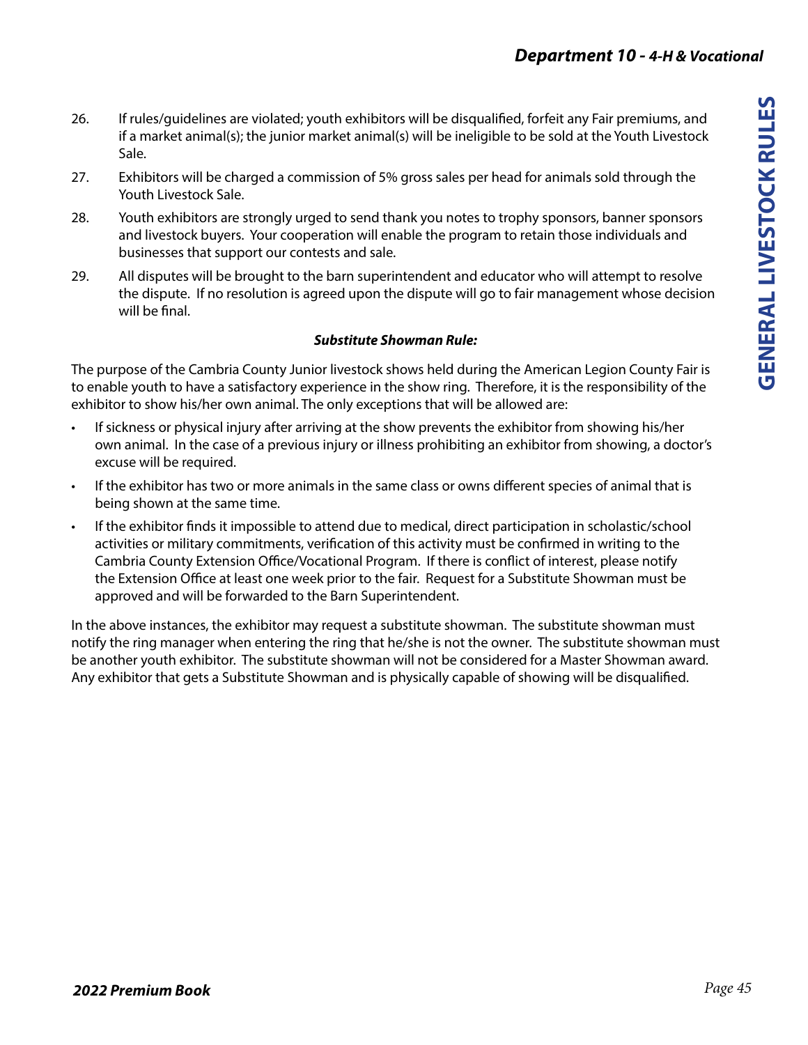26. If rules/guidelines are violated; youth exhibitors will be disqualified, forfeit any Fair premiums, and if a market animal(s); the junior market animal(s) will be ineligible to be sold at the Youth Livestock Sale.
27. Exhibitors will be charged a commission of 5% gross sales per head for animals sold through the Youth Livestock Sale.
28. Youth exhibitors are strongly urged to send thank you notes to trophy sponsors, banner sponsors and livestock buyers. Your cooperation will enable the program to retain those individuals and businesses that support our contests and sale.
29. All disputes will be brought to the barn superintendent and educator who will attempt to resolve the dispute. If no resolution is agreed upon the dispute will go to fair management whose decision will be final.

***Substitute Showman Rule:***

The purpose of the Cambria County Junior livestock shows held during the American Legion County Fair is to enable youth to have a satisfactory experience in the show ring. Therefore, it is the responsibility of the exhibitor to show his/her own animal. The only exceptions that will be allowed are:

- If sickness or physical injury after arriving at the show prevents the exhibitor from showing his/her own animal. In the case of a previous injury or illness prohibiting an exhibitor from showing, a doctor's excuse will be required.
- If the exhibitor has two or more animals in the same class or owns different species of animal that is being shown at the same time.
- If the exhibitor finds it impossible to attend due to medical, direct participation in scholastic/school activities or military commitments, verification of this activity must be confirmed in writing to the Cambria County Extension Office/Vocational Program. If there is conflict of interest, please notify the Extension Office at least one week prior to the fair. Request for a Substitute Showman must be approved and will be forwarded to the Barn Superintendent.

In the above instances, the exhibitor may request a substitute showman. The substitute showman must notify the ring manager when entering the ring that he/she is not the owner. The substitute showman must be another youth exhibitor. The substitute showman will not be considered for a Master Showman award. Any exhibitor that gets a Substitute Showman and is physically capable of showing will be disqualified.